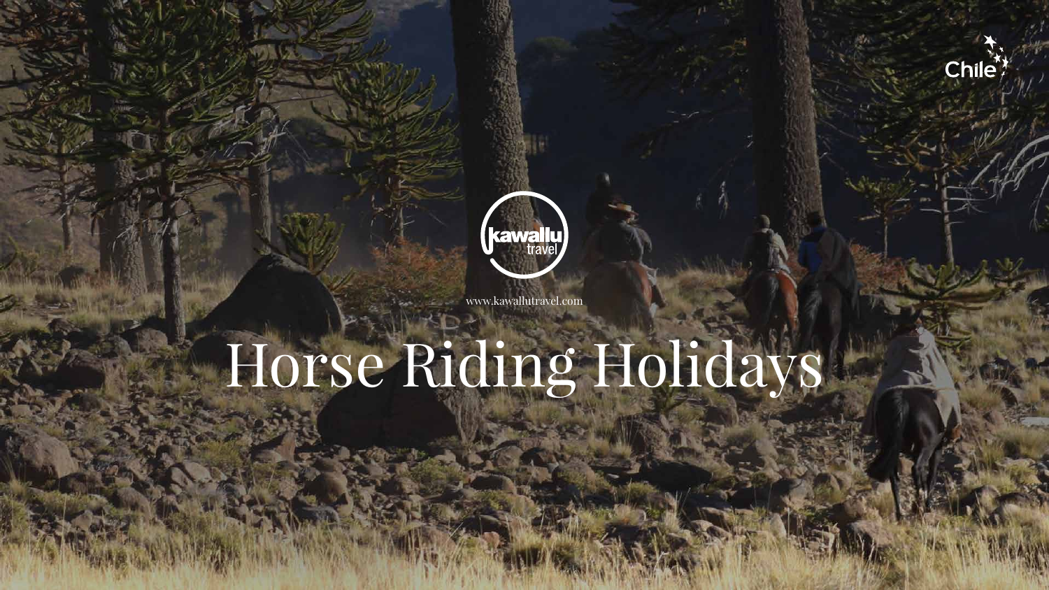Chile

kawallu travel

www.kawallutravel.com

# Horse Riding Holidays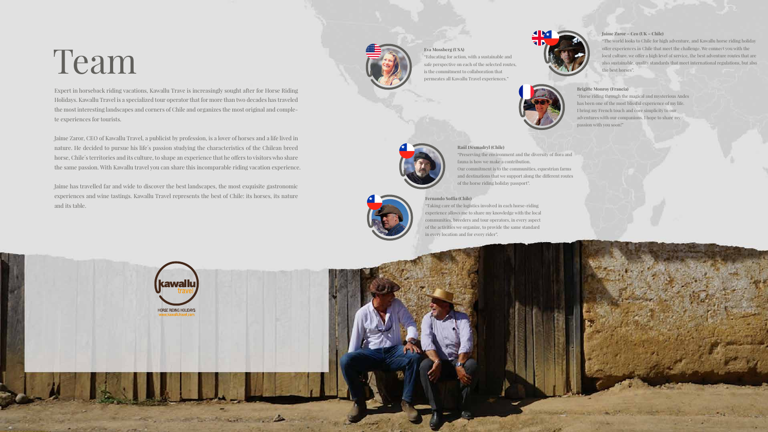# Team

Expert in horseback riding vacations, Kawallu Trave is increasingly sought after for Horse Riding Holidays. Kawallu Travel is a specialized tour operator that for more than two decades has traveled the most interesting landscapes and corners of Chile and organizes the most original and complete experiences for tourists.

Jaime Zaror, CEO of Kawallu Travel, a publicist by profession, is a lover of horses and a life lived in nature. He decided to pursue his life´s passion studying the characteristics of the Chilean breed horse, Chile´s territories and its culture, to shape an experience that he offers to visitors who share the same passion. With Kawallu travel you can share this incomparable riding vacation experience.

Jaime has travelled far and wide to discover the best landscapes, the most exquisite gastronomic experiences and wine tastings. Kawallu Travel represents the best of Chile: its horses, its nature and its table.

**Eva Mossberg (USA)**
"Educating for action, with a sustainable and safe perspective on each of the selected routes, is the commitment to collaboration that permeates all Kawallu Travel experiences."

**Jaime Zaror – Ceo (UK – Chile)**
"The world looks to Chile for high adventure, and Kawallu horse riding holiday offer experiences in Chile that meet the challenge. We connect you with the local culture, we offer a high level of service, the best adventure routes that are also sustainable, quality standards that meet international regulations, but also the best horses".

**Brigitte Monroy (Francia)**
"Horse riding through the magical and mysterious Andes has been one of the most blissful experience of my life. I bring my French touch and core simplicity to our adventures with our companions. I hope to share my passion with you soon!"

**Raúl Desmadryl (Chile)**
"Preserving the environment and the diversity of flora and fauna is how we make a contribution.
Our commitment is to the communities, equestrian farms and destinations that we support along the different routes of the horse riding holiday passport".

**Fernando Soffia (Chile)**
"Taking care of the logistics involved in each horse-riding experience allows me to share my knowledge with the local communities, breeders and tour operators, in every aspect of the activities we organize, to provide the same standard in every location and for every rider".

kawallu travel
HORSE RIDING HOLIDAYS
www.kawallutravel.com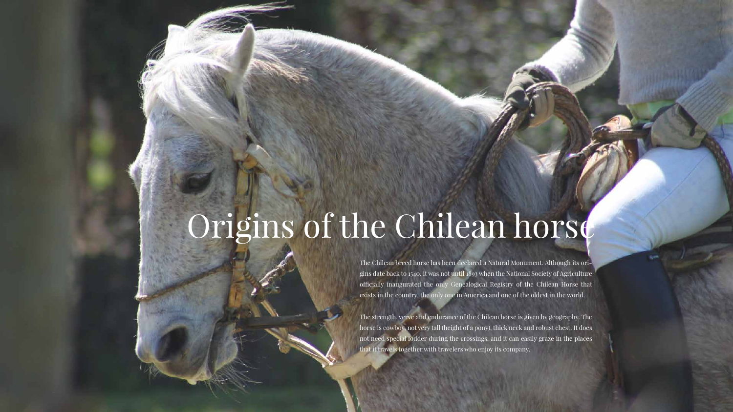# Origins of the Chilean horse

The Chilean breed horse has been declared a Natural Monument. Although its origins date back to 1540, it was not until 1893 when the National Society of Agriculture officially inaugurated the only Genealogical Registry of the Chilean Horse that exists in the country, the only one in America and one of the oldest in the world.

The strength, verve and endurance of the Chilean horse is given by geography. The horse is cowboy, not very tall (height of a pony), thick neck and robust chest. It does not need special fodder during the crossings, and it can easily graze in the places that it travels together with travelers who enjoy its company.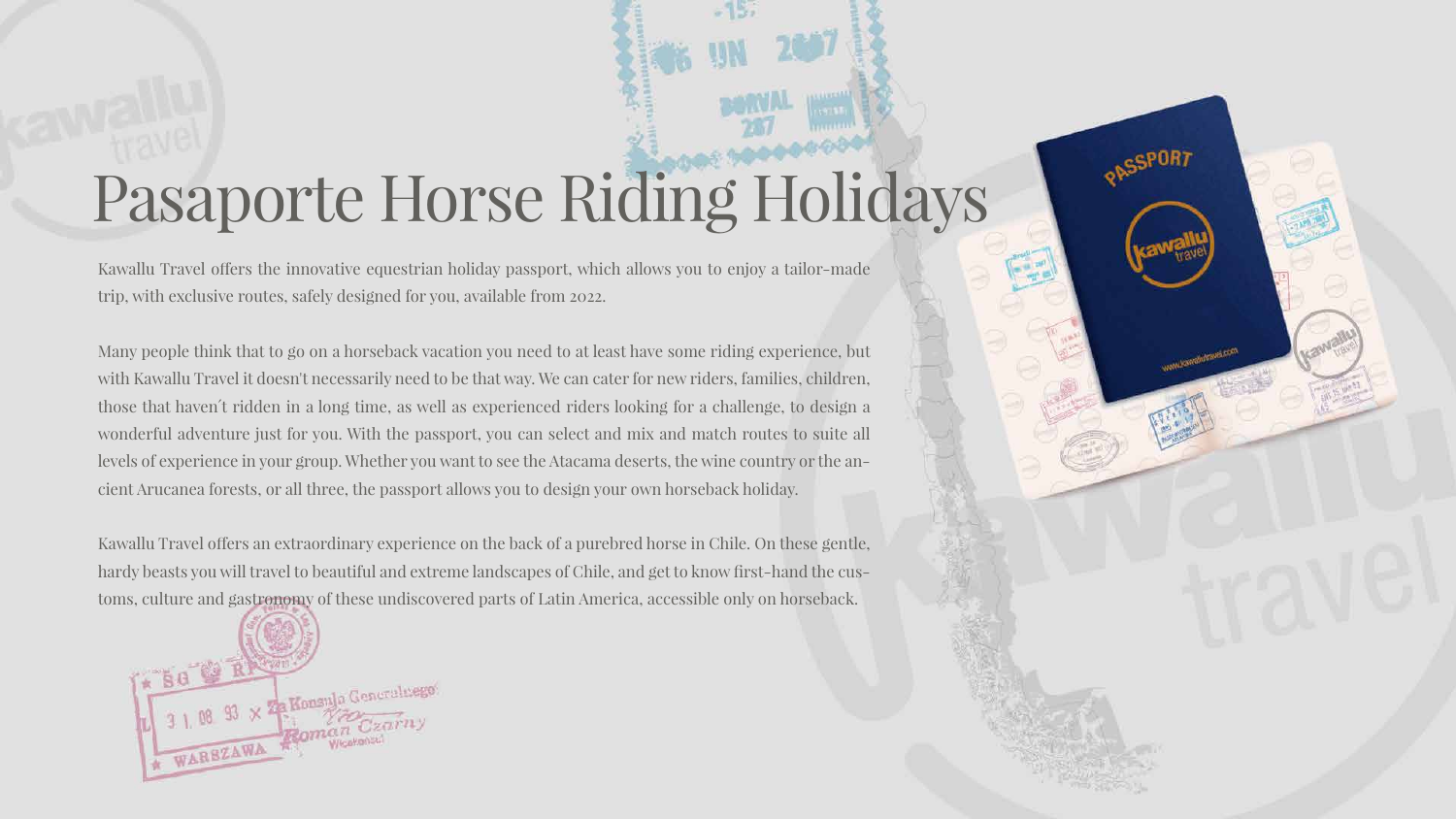# Pasaporte Horse Riding Holidays

Kawallu Travel offers the innovative equestrian holiday passport, which allows you to enjoy a tailor-made trip, with exclusive routes, safely designed for you, available from 2022.

Many people think that to go on a horseback vacation you need to at least have some riding experience, but with Kawallu Travel it doesn't necessarily need to be that way. We can cater for new riders, families, children, those that haven´t ridden in a long time, as well as experienced riders looking for a challenge, to design a wonderful adventure just for you. With the passport, you can select and mix and match routes to suite all levels of experience in your group. Whether you want to see the Atacama deserts, the wine country or the ancient Arucanea forests, or all three, the passport allows you to design your own horseback holiday.

Kawallu Travel offers an extraordinary experience on the back of a purebred horse in Chile. On these gentle, hardy beasts you will travel to beautiful and extreme landscapes of Chile, and get to know first-hand the customs, culture and gastronomy of these undiscovered parts of Latin America, accessible only on horseback.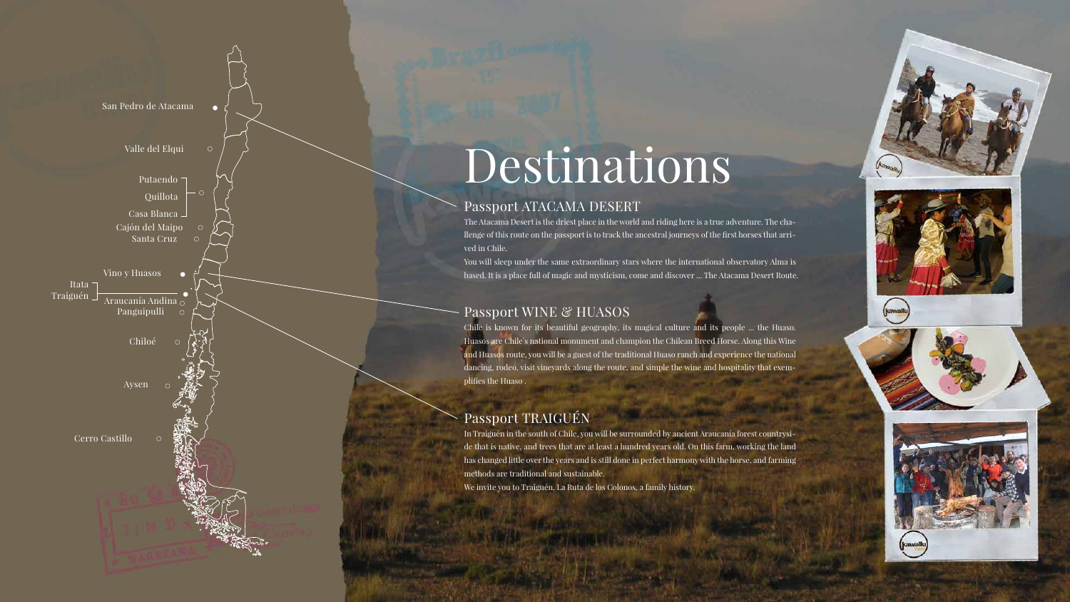San Pedro de Atacama

Valle del Elqui

Putaendo
Quillota
Casa Blanca
Cajón del Maipo
Santa Cruz

Vino y Huasos

Itata
Traiguén

Araucanía Andina
Panguipulli

Chiloé

Aysen

Cerro Castillo

# Destinations

## Passport ATACAMA DESERT

The Atacama Desert is the driest place in the world and riding here is a true adventure. The challenge of this route on the passport is to track the ancestral journeys of the first horses that arrived in Chile.

You will sleep under the same extraordinary stars where the international observatory Alma is based. It is a place full of magic and mysticism, come and discover ... The Atacama Desert Route.

## Passport WINE & HUASOS

Chile is known for its beautiful geography, its magical culture and its people ... the Huaso. Huasos are Chile's national monument and champion the Chilean Breed Horse. Along this Wine and Huasos route, you will be a guest of the traditional Huaso ranch and experience the national dancing, rodeo, visit vineyards along the route, and simple the wine and hospitality that exemplifies the Huaso .

## Passport TRAIGUÉN

In Traiguén in the south of Chile, you will be surrounded by ancient Araucanía forest countryside that is native, and trees that are at least a hundred years old. On this farm, working the land has changed little over the years and is still done in perfect harmony with the horse, and farming methods are traditional and sustainable.

We invite you to Traiguén, La Ruta de los Colonos, a family history.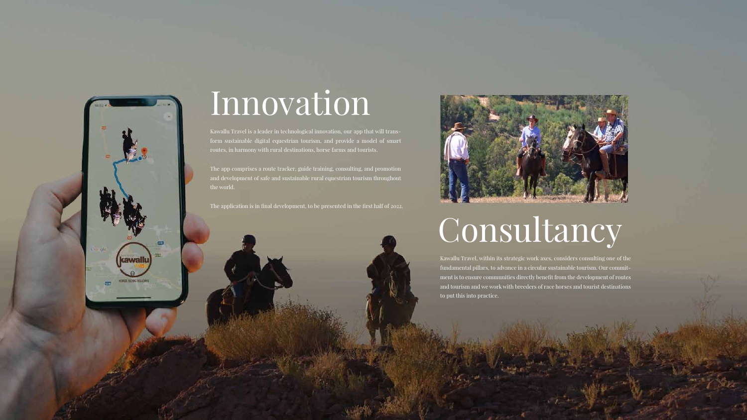# Innovation

Kawallu Travel is a leader in technological innovation, our app that will transform sustainable digital equestrian tourism, and provide a model of smart routes, in harmony with rural destinations, horse farms and tourists.

The app comprises a route tracker, guide training, consulting, and promotion and development of safe and sustainable rural equestrian tourism throughout the world.

The application is in final development, to be presented in the first half of 2022.

# Consultancy

Kawallu Travel, within its strategic work axes, considers consulting one of the fundamental pillars, to advance in a circular sustainable tourism. Our commitment is to ensure communities directly benefit from the development of routes and tourism and we work with breeders of race horses and tourist destinations to put this into practice.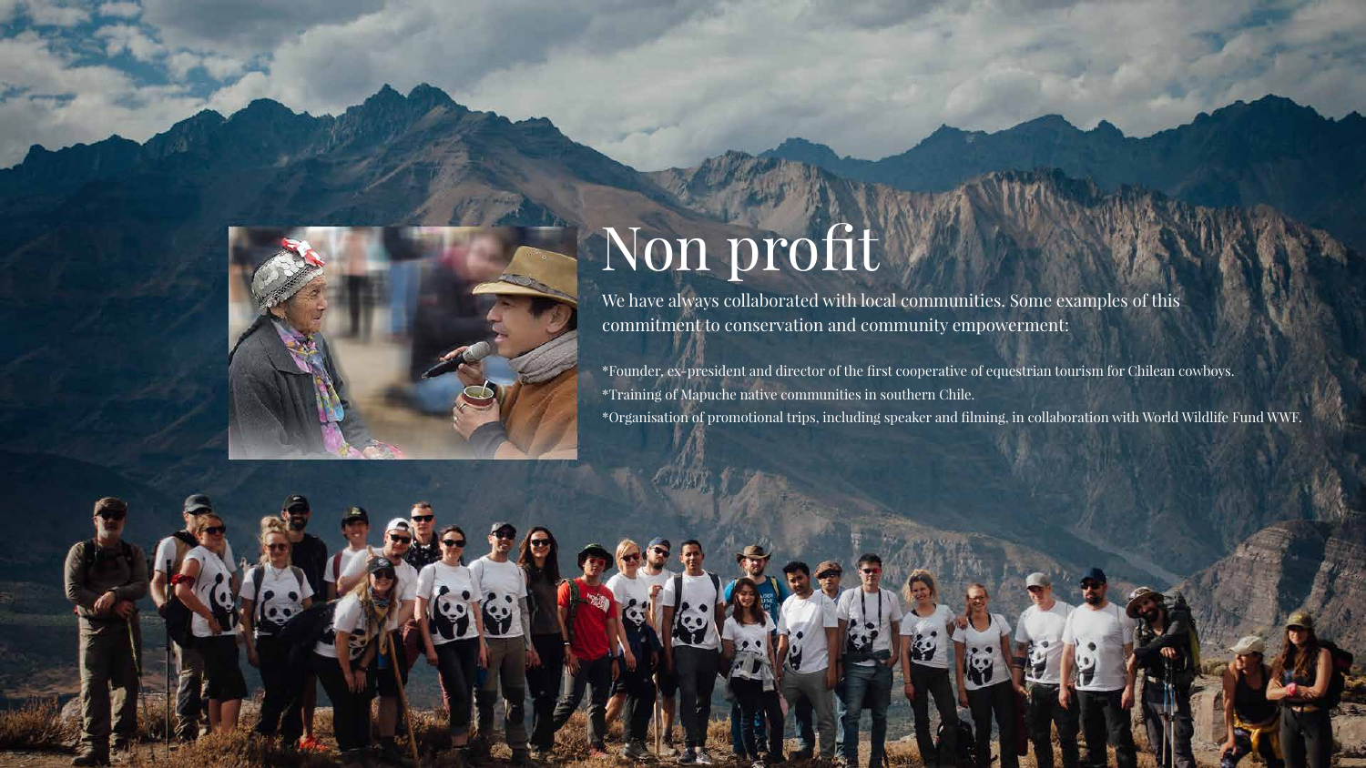# Non profit

We have always collaborated with local communities. Some examples of this commitment to conservation and community empowerment:

*Founder, ex-president and director of the first cooperative of equestrian tourism for Chilean cowboys.
*Training of Mapuche native communities in southern Chile.
*Organisation of promotional trips, including speaker and filming, in collaboration with World Wildlife Fund WWF.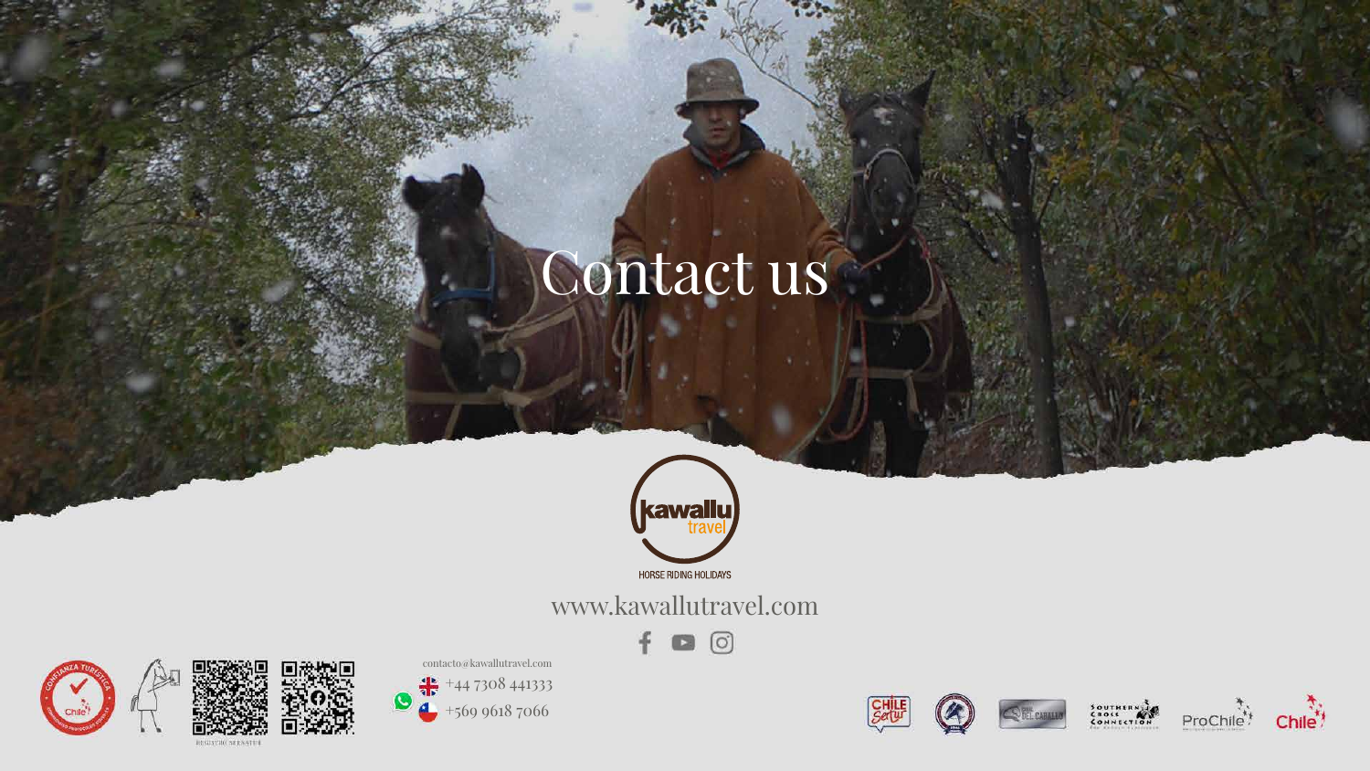# Contact us

kawallu travel

HORSE RIDING HOLIDAYS

www.kawallutravel.com

contacto@kawallutravel.com

+44 7308 441333

+569 9618 7066

REGISTRO SERNATUR